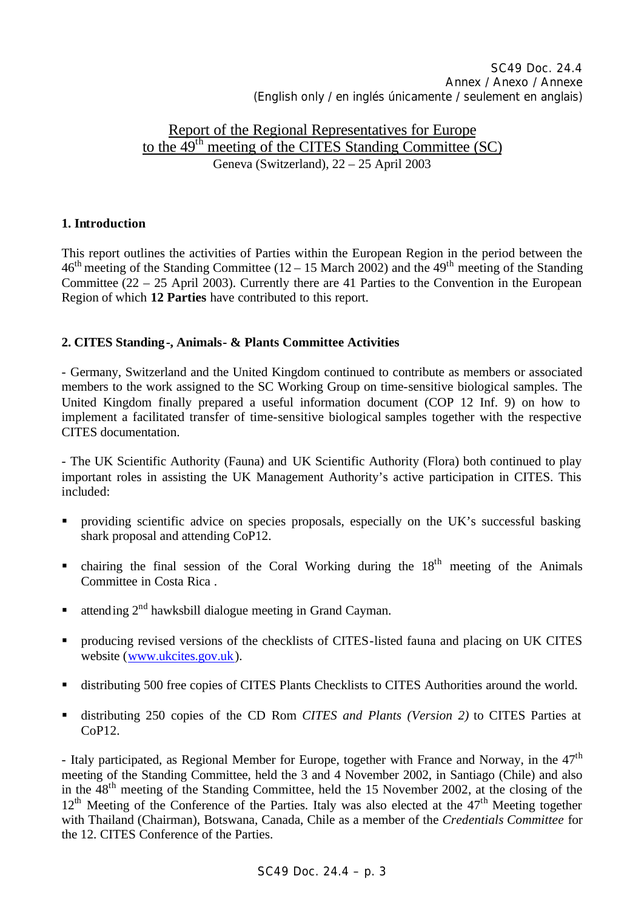SC49 Doc. 24.4
Annex / Anexo / Annexe
(English only / en inglés únicamente / seulement en anglais)

# Report of the Regional Representatives for Europe to the 49th meeting of the CITES Standing Committee (SC)

Geneva (Switzerland), 22 – 25 April 2003

## 1. Introduction

This report outlines the activities of Parties within the European Region in the period between the 46th meeting of the Standing Committee (12 – 15 March 2002) and the 49th meeting of the Standing Committee (22 – 25 April 2003). Currently there are 41 Parties to the Convention in the European Region of which **12 Parties** have contributed to this report.

## 2. CITES Standing-, Animals- & Plants Committee Activities

- Germany, Switzerland and the United Kingdom continued to contribute as members or associated members to the work assigned to the SC Working Group on time-sensitive biological samples. The United Kingdom finally prepared a useful information document (COP 12 Inf. 9) on how to implement a facilitated transfer of time-sensitive biological samples together with the respective CITES documentation.

- The UK Scientific Authority (Fauna) and UK Scientific Authority (Flora) both continued to play important roles in assisting the UK Management Authority's active participation in CITES. This included:

- providing scientific advice on species proposals, especially on the UK's successful basking shark proposal and attending CoP12.
- chairing the final session of the Coral Working during the 18th meeting of the Animals Committee in Costa Rica .
- attending 2nd hawksbill dialogue meeting in Grand Cayman.
- producing revised versions of the checklists of CITES-listed fauna and placing on UK CITES website (www.ukcites.gov.uk).
- distributing 500 free copies of CITES Plants Checklists to CITES Authorities around the world.
- distributing 250 copies of the CD Rom *CITES and Plants (Version 2)* to CITES Parties at CoP12.

- Italy participated, as Regional Member for Europe, together with France and Norway, in the 47th meeting of the Standing Committee, held the 3 and 4 November 2002, in Santiago (Chile) and also in the 48th meeting of the Standing Committee, held the 15 November 2002, at the closing of the 12th Meeting of the Conference of the Parties. Italy was also elected at the 47th Meeting together with Thailand (Chairman), Botswana, Canada, Chile as a member of the *Credentials Committee* for the 12. CITES Conference of the Parties.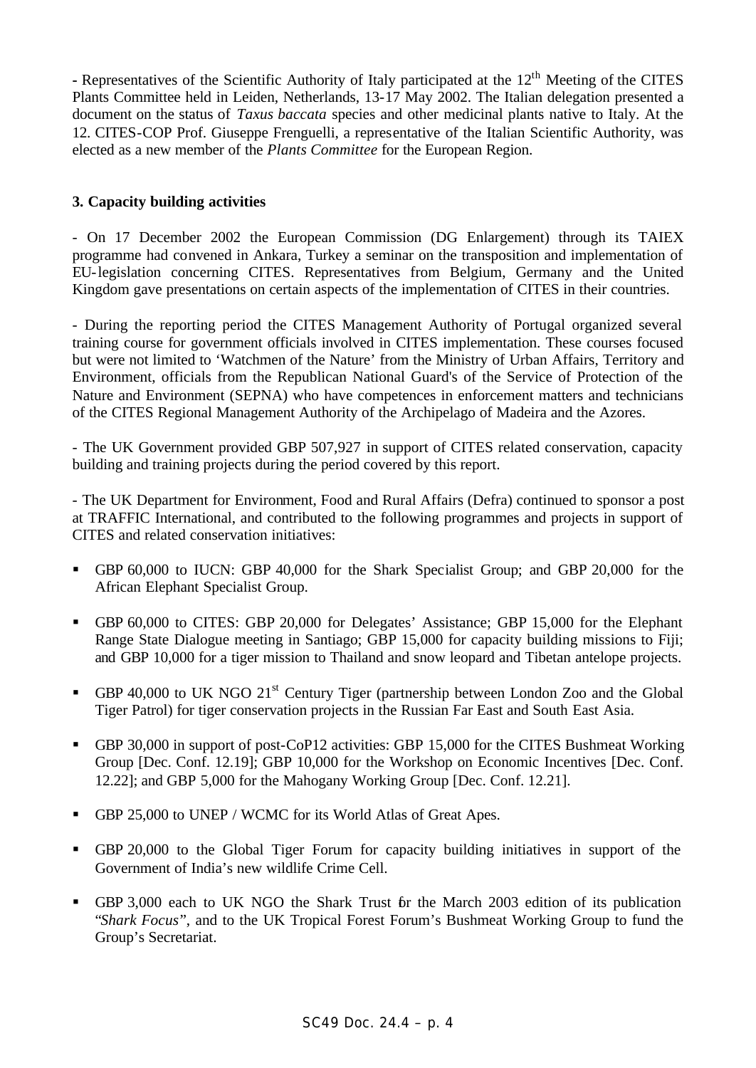- Representatives of the Scientific Authority of Italy participated at the 12th Meeting of the CITES Plants Committee held in Leiden, Netherlands, 13-17 May 2002. The Italian delegation presented a document on the status of *Taxus baccata* species and other medicinal plants native to Italy. At the 12. CITES-COP Prof. Giuseppe Frenguelli, a representative of the Italian Scientific Authority, was elected as a new member of the *Plants Committee* for the European Region.

**3. Capacity building activities**

- On 17 December 2002 the European Commission (DG Enlargement) through its TAIEX programme had convened in Ankara, Turkey a seminar on the transposition and implementation of EU-legislation concerning CITES. Representatives from Belgium, Germany and the United Kingdom gave presentations on certain aspects of the implementation of CITES in their countries.

- During the reporting period the CITES Management Authority of Portugal organized several training course for government officials involved in CITES implementation. These courses focused but were not limited to 'Watchmen of the Nature' from the Ministry of Urban Affairs, Territory and Environment, officials from the Republican National Guard's of the Service of Protection of the Nature and Environment (SEPNA) who have competences in enforcement matters and technicians of the CITES Regional Management Authority of the Archipelago of Madeira and the Azores.

- The UK Government provided GBP 507,927 in support of CITES related conservation, capacity building and training projects during the period covered by this report.

- The UK Department for Environment, Food and Rural Affairs (Defra) continued to sponsor a post at TRAFFIC International, and contributed to the following programmes and projects in support of CITES and related conservation initiatives:

- GBP 60,000 to IUCN: GBP 40,000 for the Shark Specialist Group; and GBP 20,000 for the African Elephant Specialist Group.
- GBP 60,000 to CITES: GBP 20,000 for Delegates' Assistance; GBP 15,000 for the Elephant Range State Dialogue meeting in Santiago; GBP 15,000 for capacity building missions to Fiji; and GBP 10,000 for a tiger mission to Thailand and snow leopard and Tibetan antelope projects.
- GBP 40,000 to UK NGO 21st Century Tiger (partnership between London Zoo and the Global Tiger Patrol) for tiger conservation projects in the Russian Far East and South East Asia.
- GBP 30,000 in support of post-CoP12 activities: GBP 15,000 for the CITES Bushmeat Working Group [Dec. Conf. 12.19]; GBP 10,000 for the Workshop on Economic Incentives [Dec. Conf. 12.22]; and GBP 5,000 for the Mahogany Working Group [Dec. Conf. 12.21].
- GBP 25,000 to UNEP / WCMC for its World Atlas of Great Apes.
- GBP 20,000 to the Global Tiger Forum for capacity building initiatives in support of the Government of India's new wildlife Crime Cell.
- GBP 3,000 each to UK NGO the Shark Trust for the March 2003 edition of its publication "*Shark Focus*", and to the UK Tropical Forest Forum's Bushmeat Working Group to fund the Group's Secretariat.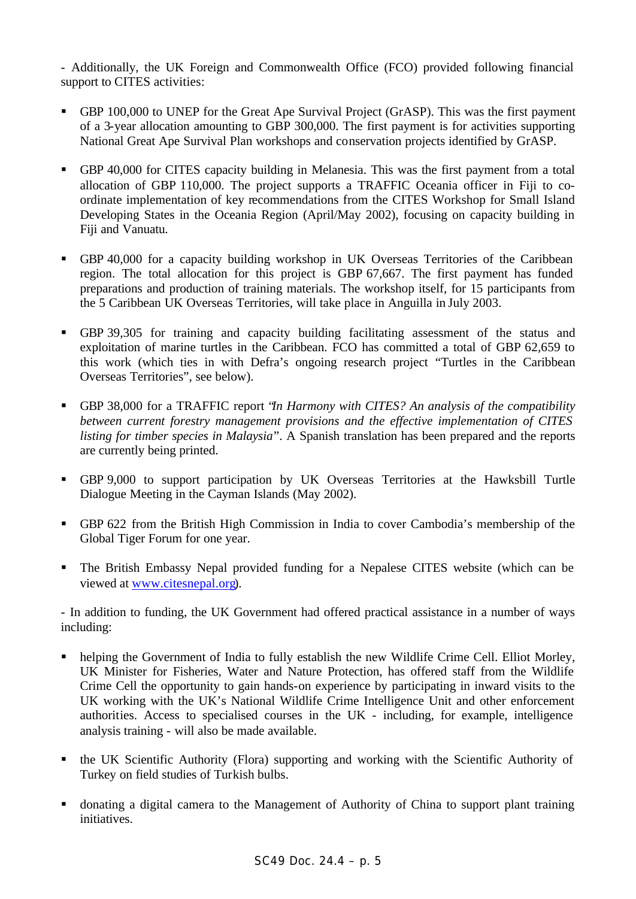- Additionally, the UK Foreign and Commonwealth Office (FCO) provided following financial support to CITES activities:

- GBP 100,000 to UNEP for the Great Ape Survival Project (GrASP). This was the first payment of a 3-year allocation amounting to GBP 300,000. The first payment is for activities supporting National Great Ape Survival Plan workshops and conservation projects identified by GrASP.

- GBP 40,000 for CITES capacity building in Melanesia. This was the first payment from a total allocation of GBP 110,000. The project supports a TRAFFIC Oceania officer in Fiji to co-ordinate implementation of key recommendations from the CITES Workshop for Small Island Developing States in the Oceania Region (April/May 2002), focusing on capacity building in Fiji and Vanuatu.

- GBP 40,000 for a capacity building workshop in UK Overseas Territories of the Caribbean region. The total allocation for this project is GBP 67,667. The first payment has funded preparations and production of training materials. The workshop itself, for 15 participants from the 5 Caribbean UK Overseas Territories, will take place in Anguilla in July 2003.

- GBP 39,305 for training and capacity building facilitating assessment of the status and exploitation of marine turtles in the Caribbean. FCO has committed a total of GBP 62,659 to this work (which ties in with Defra's ongoing research project "Turtles in the Caribbean Overseas Territories", see below).

- GBP 38,000 for a TRAFFIC report "*In Harmony with CITES? An analysis of the compatibility between current forestry management provisions and the effective implementation of CITES listing for timber species in Malaysia*". A Spanish translation has been prepared and the reports are currently being printed.

- GBP 9,000 to support participation by UK Overseas Territories at the Hawksbill Turtle Dialogue Meeting in the Cayman Islands (May 2002).

- GBP 622 from the British High Commission in India to cover Cambodia's membership of the Global Tiger Forum for one year.

- The British Embassy Nepal provided funding for a Nepalese CITES website (which can be viewed at www.citesnepal.org).

- In addition to funding, the UK Government had offered practical assistance in a number of ways including:

- helping the Government of India to fully establish the new Wildlife Crime Cell. Elliot Morley, UK Minister for Fisheries, Water and Nature Protection, has offered staff from the Wildlife Crime Cell the opportunity to gain hands-on experience by participating in inward visits to the UK working with the UK's National Wildlife Crime Intelligence Unit and other enforcement authorities. Access to specialised courses in the UK - including, for example, intelligence analysis training - will also be made available.

- the UK Scientific Authority (Flora) supporting and working with the Scientific Authority of Turkey on field studies of Turkish bulbs.

- donating a digital camera to the Management of Authority of China to support plant training initiatives.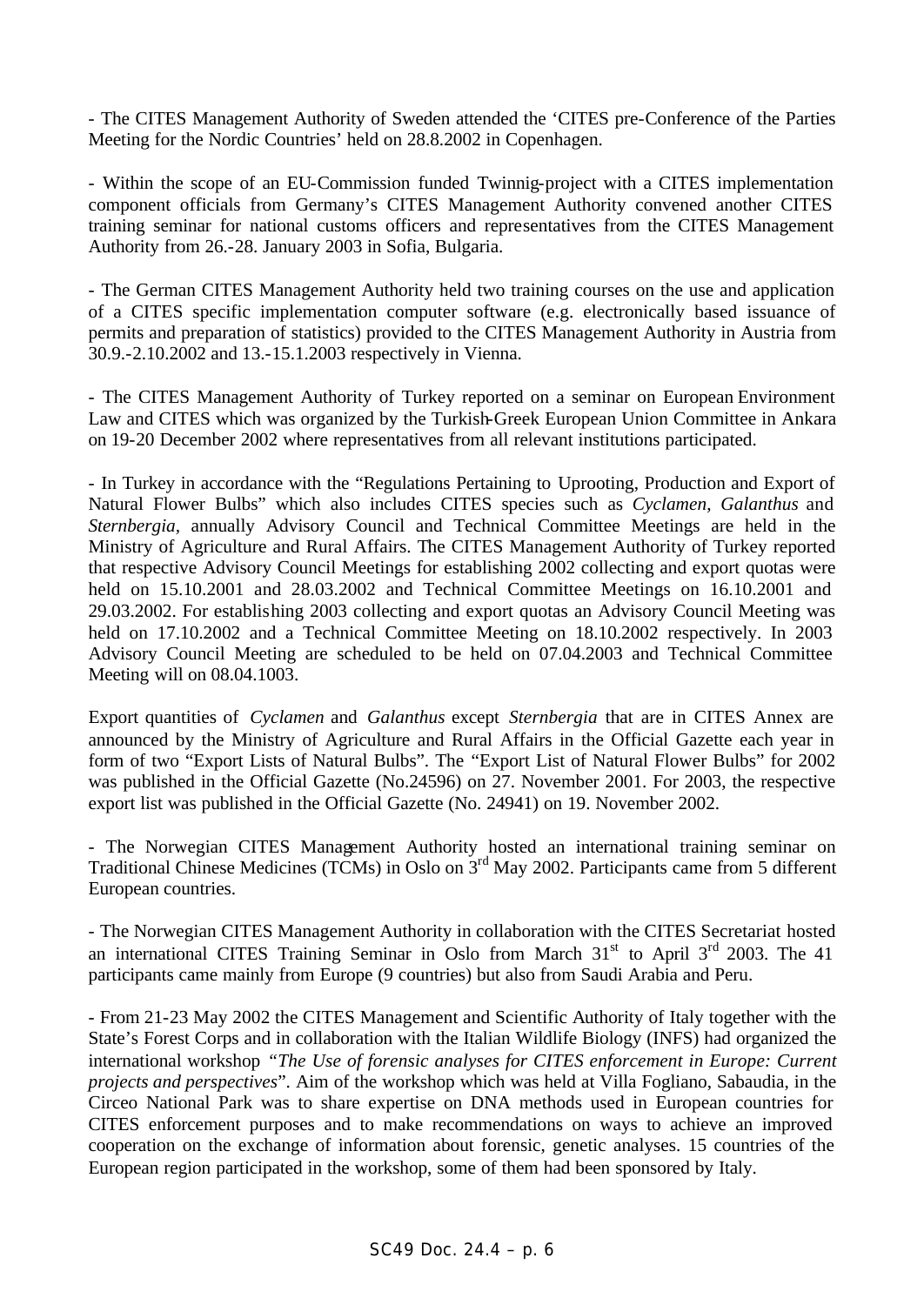- The CITES Management Authority of Sweden attended the 'CITES pre-Conference of the Parties Meeting for the Nordic Countries' held on 28.8.2002 in Copenhagen.

- Within the scope of an EU-Commission funded Twinnig-project with a CITES implementation component officials from Germany's CITES Management Authority convened another CITES training seminar for national customs officers and representatives from the CITES Management Authority from 26.-28. January 2003 in Sofia, Bulgaria.

- The German CITES Management Authority held two training courses on the use and application of a CITES specific implementation computer software (e.g. electronically based issuance of permits and preparation of statistics) provided to the CITES Management Authority in Austria from 30.9.-2.10.2002 and 13.-15.1.2003 respectively in Vienna.

- The CITES Management Authority of Turkey reported on a seminar on European Environment Law and CITES which was organized by the Turkish-Greek European Union Committee in Ankara on 19-20 December 2002 where representatives from all relevant institutions participated.

- In Turkey in accordance with the "Regulations Pertaining to Uprooting, Production and Export of Natural Flower Bulbs" which also includes CITES species such as *Cyclamen*, *Galanthus* and *Sternbergia*, annually Advisory Council and Technical Committee Meetings are held in the Ministry of Agriculture and Rural Affairs. The CITES Management Authority of Turkey reported that respective Advisory Council Meetings for establishing 2002 collecting and export quotas were held on 15.10.2001 and 28.03.2002 and Technical Committee Meetings on 16.10.2001 and 29.03.2002. For establishing 2003 collecting and export quotas an Advisory Council Meeting was held on 17.10.2002 and a Technical Committee Meeting on 18.10.2002 respectively. In 2003 Advisory Council Meeting are scheduled to be held on 07.04.2003 and Technical Committee Meeting will on 08.04.1003.

Export quantities of *Cyclamen* and *Galanthus* except *Sternbergia* that are in CITES Annex are announced by the Ministry of Agriculture and Rural Affairs in the Official Gazette each year in form of two "Export Lists of Natural Bulbs". The "Export List of Natural Flower Bulbs" for 2002 was published in the Official Gazette (No.24596) on 27. November 2001. For 2003, the respective export list was published in the Official Gazette (No. 24941) on 19. November 2002.

- The Norwegian CITES Management Authority hosted an international training seminar on Traditional Chinese Medicines (TCMs) in Oslo on 3rd May 2002. Participants came from 5 different European countries.

- The Norwegian CITES Management Authority in collaboration with the CITES Secretariat hosted an international CITES Training Seminar in Oslo from March 31st to April 3rd 2003. The 41 participants came mainly from Europe (9 countries) but also from Saudi Arabia and Peru.

- From 21-23 May 2002 the CITES Management and Scientific Authority of Italy together with the State's Forest Corps and in collaboration with the Italian Wildlife Biology (INFS) had organized the international workshop *"The Use of forensic analyses for CITES enforcement in Europe: Current projects and perspectives*". Aim of the workshop which was held at Villa Fogliano, Sabaudia, in the Circeo National Park was to share expertise on DNA methods used in European countries for CITES enforcement purposes and to make recommendations on ways to achieve an improved cooperation on the exchange of information about forensic, genetic analyses. 15 countries of the European region participated in the workshop, some of them had been sponsored by Italy.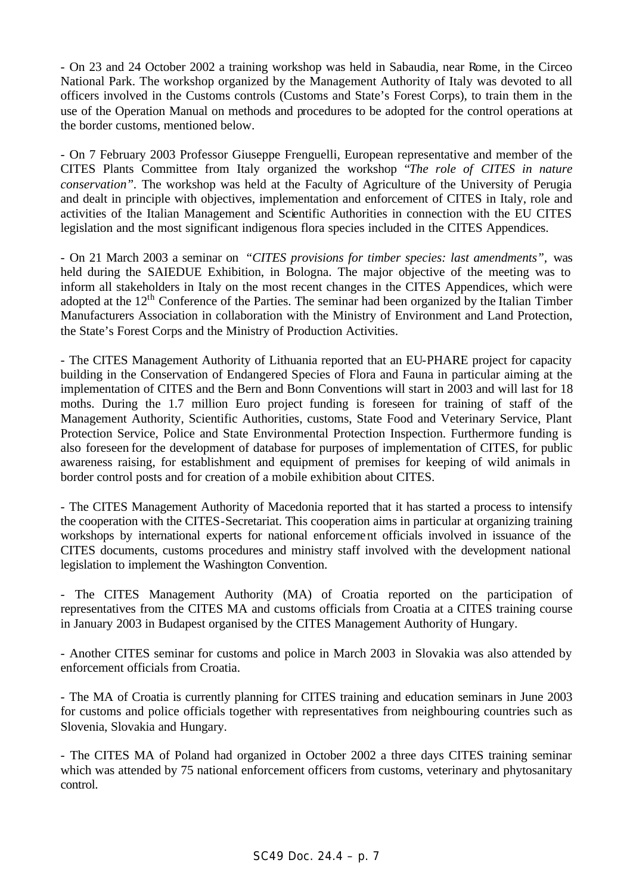- On 23 and 24 October 2002 a training workshop was held in Sabaudia, near Rome, in the Circeo National Park. The workshop organized by the Management Authority of Italy was devoted to all officers involved in the Customs controls (Customs and State's Forest Corps), to train them in the use of the Operation Manual on methods and procedures to be adopted for the control operations at the border customs, mentioned below.

- On 7 February 2003 Professor Giuseppe Frenguelli, European representative and member of the CITES Plants Committee from Italy organized the workshop "*The role of CITES in nature conservation*". The workshop was held at the Faculty of Agriculture of the University of Perugia and dealt in principle with objectives, implementation and enforcement of CITES in Italy, role and activities of the Italian Management and Scientific Authorities in connection with the EU CITES legislation and the most significant indigenous flora species included in the CITES Appendices.

- On 21 March 2003 a seminar on *"CITES provisions for timber species: last amendments"*, was held during the SAIEDUE Exhibition, in Bologna. The major objective of the meeting was to inform all stakeholders in Italy on the most recent changes in the CITES Appendices, which were adopted at the 12th Conference of the Parties. The seminar had been organized by the Italian Timber Manufacturers Association in collaboration with the Ministry of Environment and Land Protection, the State's Forest Corps and the Ministry of Production Activities.

- The CITES Management Authority of Lithuania reported that an EU-PHARE project for capacity building in the Conservation of Endangered Species of Flora and Fauna in particular aiming at the implementation of CITES and the Bern and Bonn Conventions will start in 2003 and will last for 18 moths. During the 1.7 million Euro project funding is foreseen for training of staff of the Management Authority, Scientific Authorities, customs, State Food and Veterinary Service, Plant Protection Service, Police and State Environmental Protection Inspection. Furthermore funding is also foreseen for the development of database for purposes of implementation of CITES, for public awareness raising, for establishment and equipment of premises for keeping of wild animals in border control posts and for creation of a mobile exhibition about CITES.

- The CITES Management Authority of Macedonia reported that it has started a process to intensify the cooperation with the CITES-Secretariat. This cooperation aims in particular at organizing training workshops by international experts for national enforcement officials involved in issuance of the CITES documents, customs procedures and ministry staff involved with the development national legislation to implement the Washington Convention.

- The CITES Management Authority (MA) of Croatia reported on the participation of representatives from the CITES MA and customs officials from Croatia at a CITES training course in January 2003 in Budapest organised by the CITES Management Authority of Hungary.

- Another CITES seminar for customs and police in March 2003 in Slovakia was also attended by enforcement officials from Croatia.

- The MA of Croatia is currently planning for CITES training and education seminars in June 2003 for customs and police officials together with representatives from neighbouring countries such as Slovenia, Slovakia and Hungary.

- The CITES MA of Poland had organized in October 2002 a three days CITES training seminar which was attended by 75 national enforcement officers from customs, veterinary and phytosanitary control.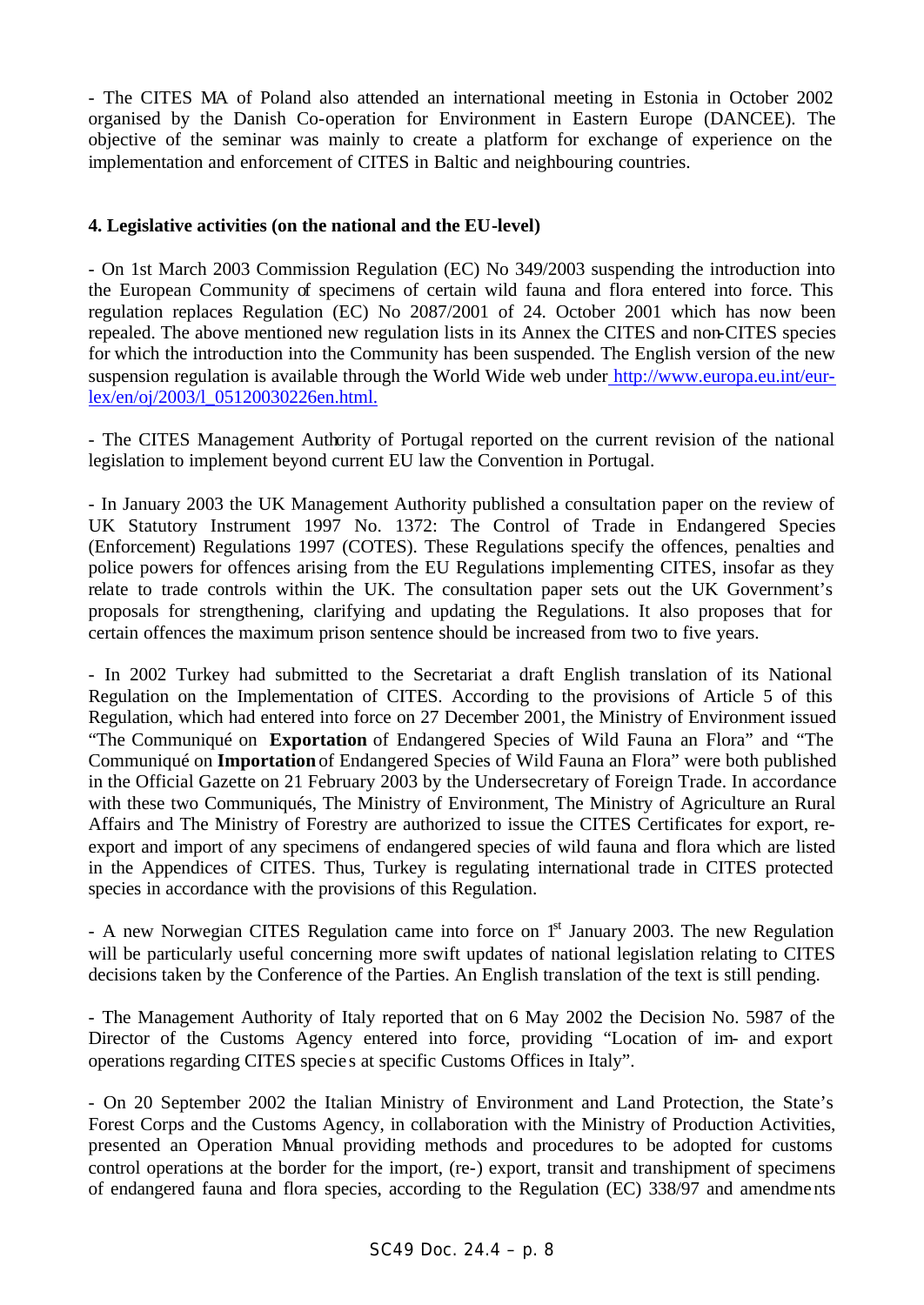- The CITES MA of Poland also attended an international meeting in Estonia in October 2002 organised by the Danish Co-operation for Environment in Eastern Europe (DANCEE). The objective of the seminar was mainly to create a platform for exchange of experience on the implementation and enforcement of CITES in Baltic and neighbouring countries.

#### 4. Legislative activities (on the national and the EU-level)

- On 1st March 2003 Commission Regulation (EC) No 349/2003 suspending the introduction into the European Community of specimens of certain wild fauna and flora entered into force. This regulation replaces Regulation (EC) No 2087/2001 of 24. October 2001 which has now been repealed. The above mentioned new regulation lists in its Annex the CITES and non-CITES species for which the introduction into the Community has been suspended. The English version of the new suspension regulation is available through the World Wide web under http://www.europa.eu.int/eur-lex/en/oj/2003/l_05120030226en.html.

- The CITES Management Authority of Portugal reported on the current revision of the national legislation to implement beyond current EU law the Convention in Portugal.

- In January 2003 the UK Management Authority published a consultation paper on the review of UK Statutory Instrument 1997 No. 1372: The Control of Trade in Endangered Species (Enforcement) Regulations 1997 (COTES). These Regulations specify the offences, penalties and police powers for offences arising from the EU Regulations implementing CITES, insofar as they relate to trade controls within the UK. The consultation paper sets out the UK Government's proposals for strengthening, clarifying and updating the Regulations. It also proposes that for certain offences the maximum prison sentence should be increased from two to five years.

- In 2002 Turkey had submitted to the Secretariat a draft English translation of its National Regulation on the Implementation of CITES. According to the provisions of Article 5 of this Regulation, which had entered into force on 27 December 2001, the Ministry of Environment issued "The Communiqué on **Exportation** of Endangered Species of Wild Fauna an Flora" and "The Communiqué on **Importation** of Endangered Species of Wild Fauna an Flora" were both published in the Official Gazette on 21 February 2003 by the Undersecretary of Foreign Trade. In accordance with these two Communiqués, The Ministry of Environment, The Ministry of Agriculture an Rural Affairs and The Ministry of Forestry are authorized to issue the CITES Certificates for export, re-export and import of any specimens of endangered species of wild fauna and flora which are listed in the Appendices of CITES. Thus, Turkey is regulating international trade in CITES protected species in accordance with the provisions of this Regulation.

- A new Norwegian CITES Regulation came into force on 1st January 2003. The new Regulation will be particularly useful concerning more swift updates of national legislation relating to CITES decisions taken by the Conference of the Parties. An English translation of the text is still pending.

- The Management Authority of Italy reported that on 6 May 2002 the Decision No. 5987 of the Director of the Customs Agency entered into force, providing "Location of im- and export operations regarding CITES species at specific Customs Offices in Italy".

- On 20 September 2002 the Italian Ministry of Environment and Land Protection, the State's Forest Corps and the Customs Agency, in collaboration with the Ministry of Production Activities, presented an Operation Manual providing methods and procedures to be adopted for customs control operations at the border for the import, (re-) export, transit and transhipment of specimens of endangered fauna and flora species, according to the Regulation (EC) 338/97 and amendments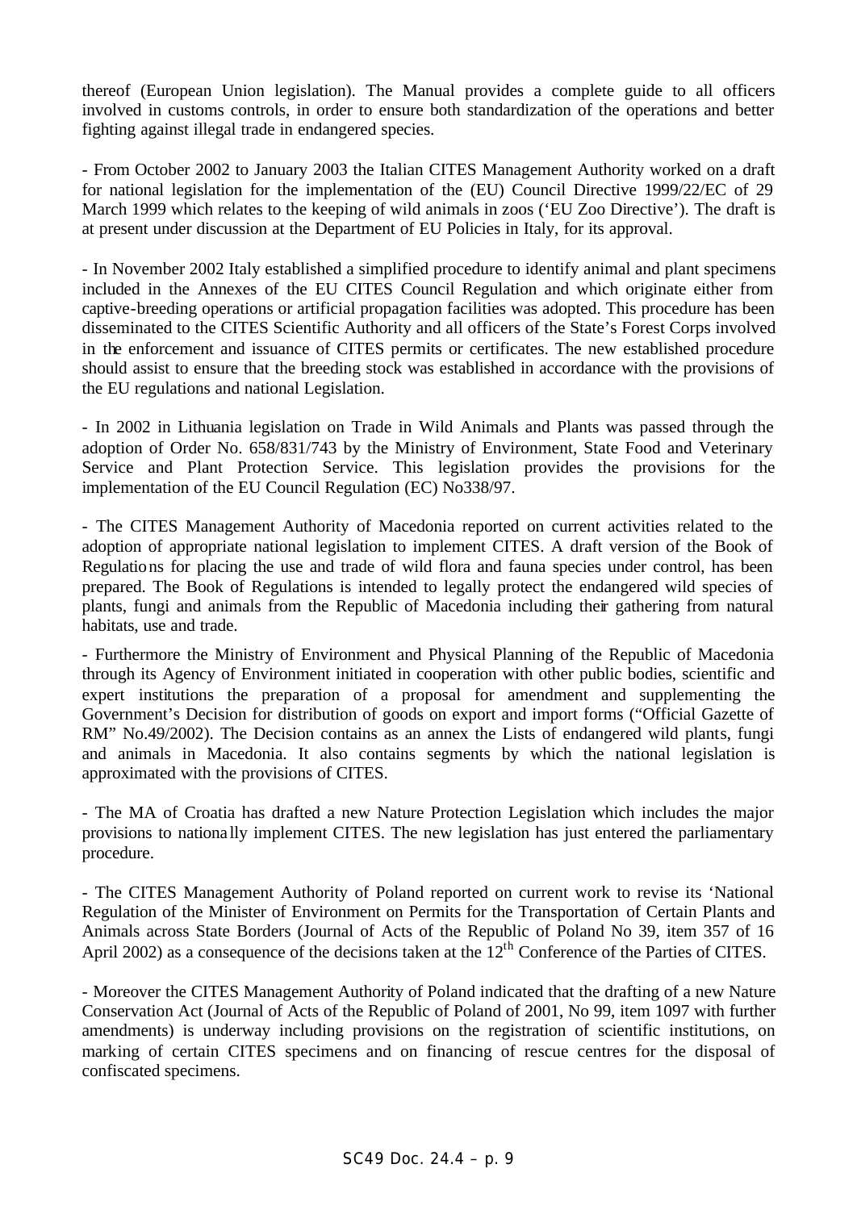thereof (European Union legislation). The Manual provides a complete guide to all officers involved in customs controls, in order to ensure both standardization of the operations and better fighting against illegal trade in endangered species.

- From October 2002 to January 2003 the Italian CITES Management Authority worked on a draft for national legislation for the implementation of the (EU) Council Directive 1999/22/EC of 29 March 1999 which relates to the keeping of wild animals in zoos ('EU Zoo Directive'). The draft is at present under discussion at the Department of EU Policies in Italy, for its approval.

- In November 2002 Italy established a simplified procedure to identify animal and plant specimens included in the Annexes of the EU CITES Council Regulation and which originate either from captive-breeding operations or artificial propagation facilities was adopted. This procedure has been disseminated to the CITES Scientific Authority and all officers of the State's Forest Corps involved in the enforcement and issuance of CITES permits or certificates. The new established procedure should assist to ensure that the breeding stock was established in accordance with the provisions of the EU regulations and national Legislation.

- In 2002 in Lithuania legislation on Trade in Wild Animals and Plants was passed through the adoption of Order No. 658/831/743 by the Ministry of Environment, State Food and Veterinary Service and Plant Protection Service. This legislation provides the provisions for the implementation of the EU Council Regulation (EC) No338/97.

- The CITES Management Authority of Macedonia reported on current activities related to the adoption of appropriate national legislation to implement CITES. A draft version of the Book of Regulations for placing the use and trade of wild flora and fauna species under control, has been prepared. The Book of Regulations is intended to legally protect the endangered wild species of plants, fungi and animals from the Republic of Macedonia including their gathering from natural habitats, use and trade.

- Furthermore the Ministry of Environment and Physical Planning of the Republic of Macedonia through its Agency of Environment initiated in cooperation with other public bodies, scientific and expert institutions the preparation of a proposal for amendment and supplementing the Government's Decision for distribution of goods on export and import forms ("Official Gazette of RM" No.49/2002). The Decision contains as an annex the Lists of endangered wild plants, fungi and animals in Macedonia. It also contains segments by which the national legislation is approximated with the provisions of CITES.

- The MA of Croatia has drafted a new Nature Protection Legislation which includes the major provisions to nationally implement CITES. The new legislation has just entered the parliamentary procedure.

- The CITES Management Authority of Poland reported on current work to revise its 'National Regulation of the Minister of Environment on Permits for the Transportation of Certain Plants and Animals across State Borders (Journal of Acts of the Republic of Poland No 39, item 357 of 16 April 2002) as a consequence of the decisions taken at the 12th Conference of the Parties of CITES.

- Moreover the CITES Management Authority of Poland indicated that the drafting of a new Nature Conservation Act (Journal of Acts of the Republic of Poland of 2001, No 99, item 1097 with further amendments) is underway including provisions on the registration of scientific institutions, on marking of certain CITES specimens and on financing of rescue centres for the disposal of confiscated specimens.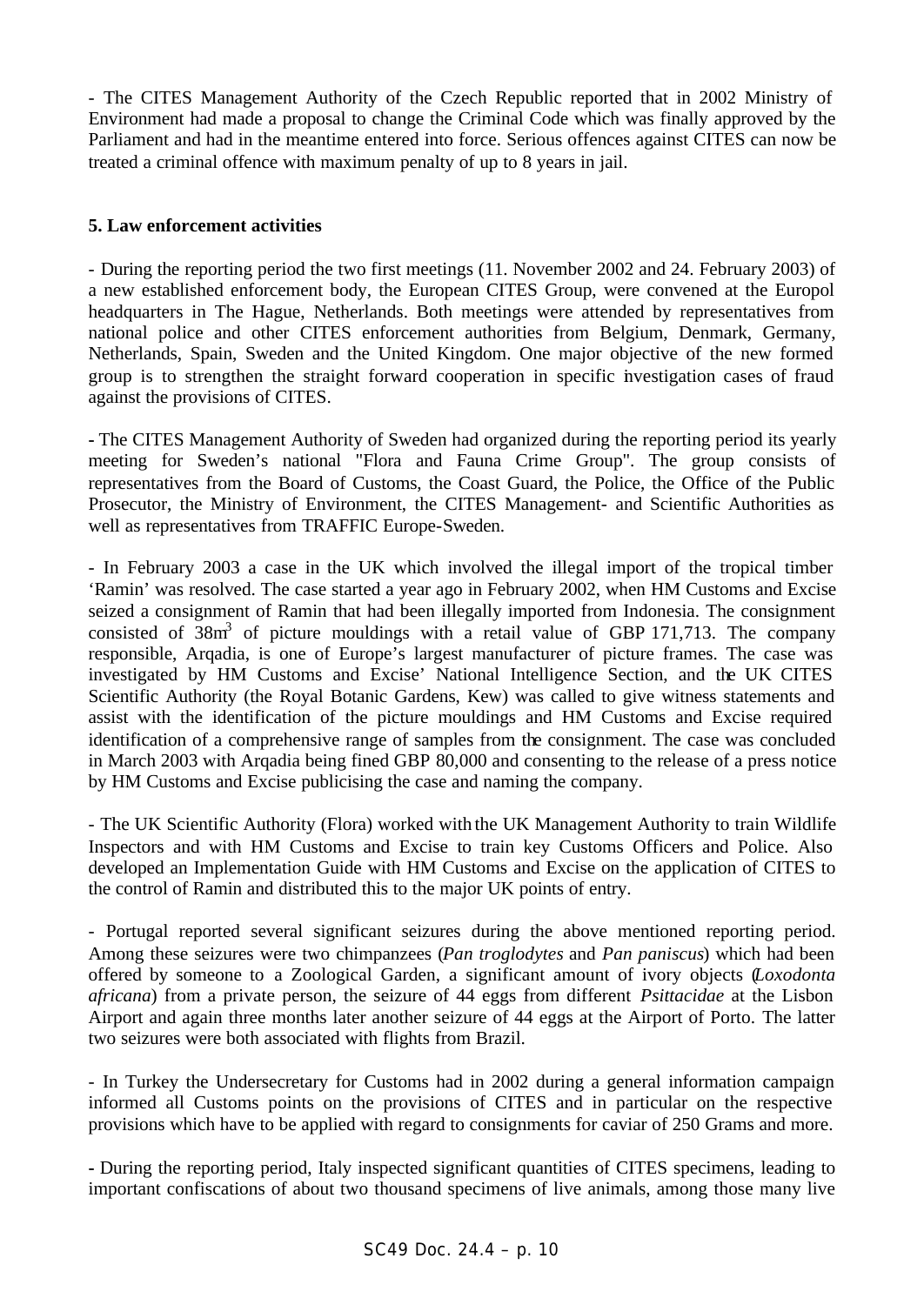- The CITES Management Authority of the Czech Republic reported that in 2002 Ministry of Environment had made a proposal to change the Criminal Code which was finally approved by the Parliament and had in the meantime entered into force. Serious offences against CITES can now be treated a criminal offence with maximum penalty of up to 8 years in jail.

**5. Law enforcement activities**

- During the reporting period the two first meetings (11. November 2002 and 24. February 2003) of a new established enforcement body, the European CITES Group, were convened at the Europol headquarters in The Hague, Netherlands. Both meetings were attended by representatives from national police and other CITES enforcement authorities from Belgium, Denmark, Germany, Netherlands, Spain, Sweden and the United Kingdom. One major objective of the new formed group is to strengthen the straight forward cooperation in specific investigation cases of fraud against the provisions of CITES.

- The CITES Management Authority of Sweden had organized during the reporting period its yearly meeting for Sweden's national "Flora and Fauna Crime Group". The group consists of representatives from the Board of Customs, the Coast Guard, the Police, the Office of the Public Prosecutor, the Ministry of Environment, the CITES Management- and Scientific Authorities as well as representatives from TRAFFIC Europe-Sweden.

- In February 2003 a case in the UK which involved the illegal import of the tropical timber 'Ramin' was resolved. The case started a year ago in February 2002, when HM Customs and Excise seized a consignment of Ramin that had been illegally imported from Indonesia. The consignment consisted of $38m^3$ of picture mouldings with a retail value of GBP 171,713. The company responsible, Arqadia, is one of Europe's largest manufacturer of picture frames. The case was investigated by HM Customs and Excise' National Intelligence Section, and the UK CITES Scientific Authority (the Royal Botanic Gardens, Kew) was called to give witness statements and assist with the identification of the picture mouldings and HM Customs and Excise required identification of a comprehensive range of samples from the consignment. The case was concluded in March 2003 with Arqadia being fined GBP 80,000 and consenting to the release of a press notice by HM Customs and Excise publicising the case and naming the company.

- The UK Scientific Authority (Flora) worked with the UK Management Authority to train Wildlife Inspectors and with HM Customs and Excise to train key Customs Officers and Police. Also developed an Implementation Guide with HM Customs and Excise on the application of CITES to the control of Ramin and distributed this to the major UK points of entry.

- Portugal reported several significant seizures during the above mentioned reporting period. Among these seizures were two chimpanzees (*Pan troglodytes* and *Pan paniscus*) which had been offered by someone to a Zoological Garden, a significant amount of ivory objects (*Loxodonta africana*) from a private person, the seizure of 44 eggs from different *Psittacidae* at the Lisbon Airport and again three months later another seizure of 44 eggs at the Airport of Porto. The latter two seizures were both associated with flights from Brazil.

- In Turkey the Undersecretary for Customs had in 2002 during a general information campaign informed all Customs points on the provisions of CITES and in particular on the respective provisions which have to be applied with regard to consignments for caviar of 250 Grams and more.

- During the reporting period, Italy inspected significant quantities of CITES specimens, leading to important confiscations of about two thousand specimens of live animals, among those many live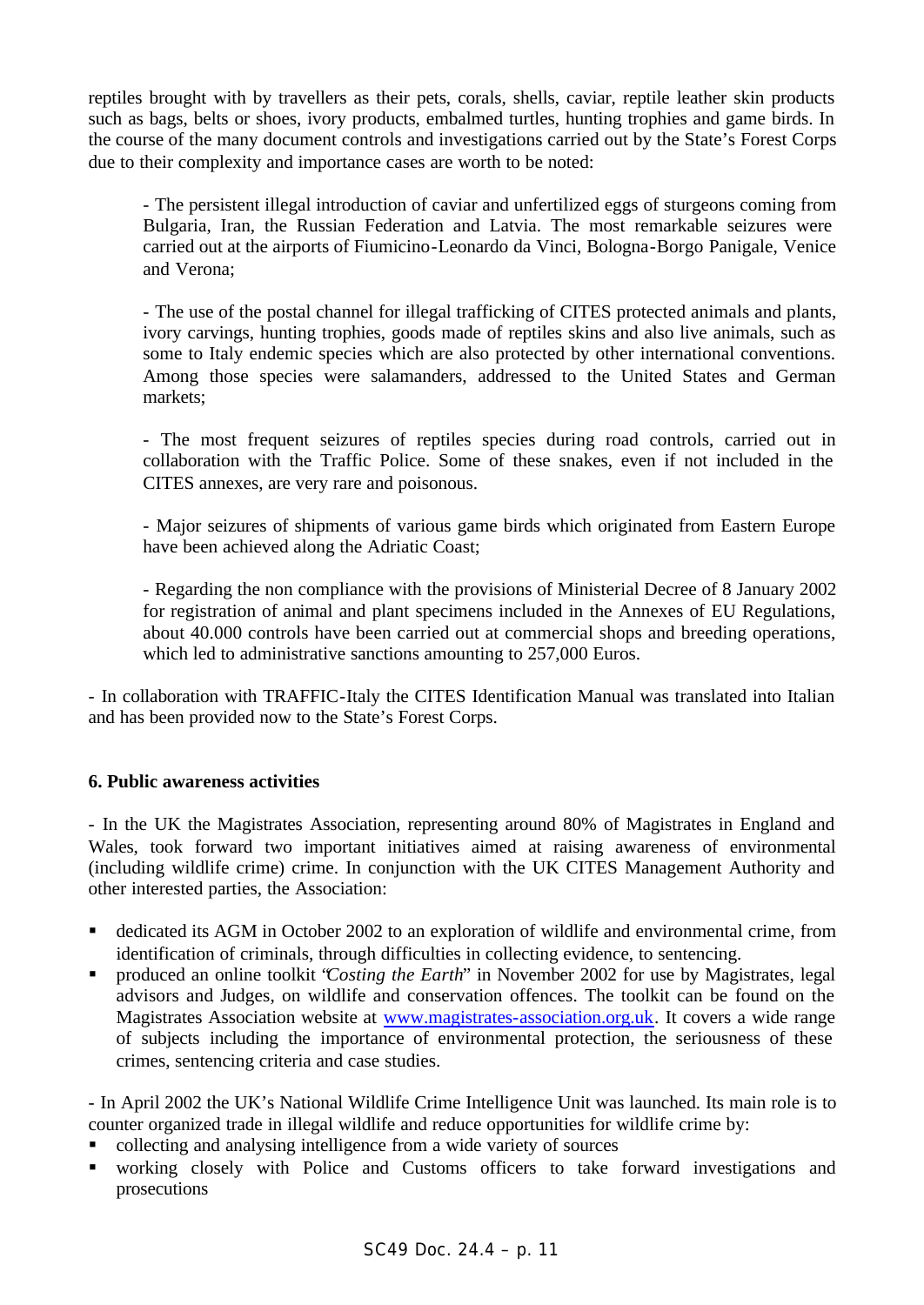reptiles brought with by travellers as their pets, corals, shells, caviar, reptile leather skin products such as bags, belts or shoes, ivory products, embalmed turtles, hunting trophies and game birds. In the course of the many document controls and investigations carried out by the State's Forest Corps due to their complexity and importance cases are worth to be noted:

> - The persistent illegal introduction of caviar and unfertilized eggs of sturgeons coming from Bulgaria, Iran, the Russian Federation and Latvia. The most remarkable seizures were carried out at the airports of Fiumicino-Leonardo da Vinci, Bologna-Borgo Panigale, Venice and Verona;
>
> - The use of the postal channel for illegal trafficking of CITES protected animals and plants, ivory carvings, hunting trophies, goods made of reptiles skins and also live animals, such as some to Italy endemic species which are also protected by other international conventions. Among those species were salamanders, addressed to the United States and German markets;
>
> - The most frequent seizures of reptiles species during road controls, carried out in collaboration with the Traffic Police. Some of these snakes, even if not included in the CITES annexes, are very rare and poisonous.
>
> - Major seizures of shipments of various game birds which originated from Eastern Europe have been achieved along the Adriatic Coast;
>
> - Regarding the non compliance with the provisions of Ministerial Decree of 8 January 2002 for registration of animal and plant specimens included in the Annexes of EU Regulations, about 40.000 controls have been carried out at commercial shops and breeding operations, which led to administrative sanctions amounting to 257,000 Euros.

- In collaboration with TRAFFIC-Italy the CITES Identification Manual was translated into Italian and has been provided now to the State's Forest Corps.

**6. Public awareness activities**

- In the UK the Magistrates Association, representing around 80% of Magistrates in England and Wales, took forward two important initiatives aimed at raising awareness of environmental (including wildlife crime) crime. In conjunction with the UK CITES Management Authority and other interested parties, the Association:

- dedicated its AGM in October 2002 to an exploration of wildlife and environmental crime, from identification of criminals, through difficulties in collecting evidence, to sentencing.
- produced an online toolkit "*Costing the Earth*" in November 2002 for use by Magistrates, legal advisors and Judges, on wildlife and conservation offences. The toolkit can be found on the Magistrates Association website at www.magistrates-association.org.uk. It covers a wide range of subjects including the importance of environmental protection, the seriousness of these crimes, sentencing criteria and case studies.

- In April 2002 the UK's National Wildlife Crime Intelligence Unit was launched. Its main role is to counter organized trade in illegal wildlife and reduce opportunities for wildlife crime by:

- collecting and analysing intelligence from a wide variety of sources
- working closely with Police and Customs officers to take forward investigations and prosecutions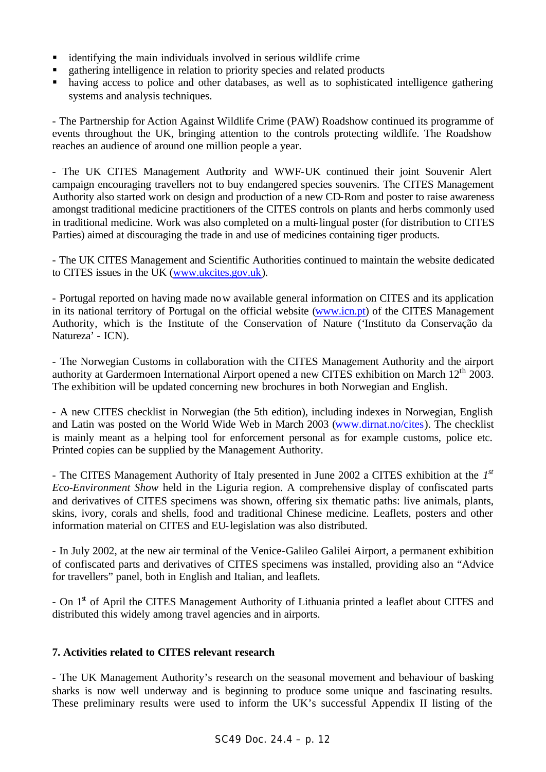- identifying the main individuals involved in serious wildlife crime
- gathering intelligence in relation to priority species and related products
- having access to police and other databases, as well as to sophisticated intelligence gathering systems and analysis techniques.

- The Partnership for Action Against Wildlife Crime (PAW) Roadshow continued its programme of events throughout the UK, bringing attention to the controls protecting wildlife. The Roadshow reaches an audience of around one million people a year.

- The UK CITES Management Authority and WWF-UK continued their joint Souvenir Alert campaign encouraging travellers not to buy endangered species souvenirs. The CITES Management Authority also started work on design and production of a new CD-Rom and poster to raise awareness amongst traditional medicine practitioners of the CITES controls on plants and herbs commonly used in traditional medicine. Work was also completed on a multi-lingual poster (for distribution to CITES Parties) aimed at discouraging the trade in and use of medicines containing tiger products.

- The UK CITES Management and Scientific Authorities continued to maintain the website dedicated to CITES issues in the UK (www.ukcites.gov.uk).

- Portugal reported on having made now available general information on CITES and its application in its national territory of Portugal on the official website (www.icn.pt) of the CITES Management Authority, which is the Institute of the Conservation of Nature ('Instituto da Conservação da Natureza' - ICN).

- The Norwegian Customs in collaboration with the CITES Management Authority and the airport authority at Gardermoen International Airport opened a new CITES exhibition on March 12th 2003. The exhibition will be updated concerning new brochures in both Norwegian and English.

- A new CITES checklist in Norwegian (the 5th edition), including indexes in Norwegian, English and Latin was posted on the World Wide Web in March 2003 (www.dirnat.no/cites). The checklist is mainly meant as a helping tool for enforcement personal as for example customs, police etc. Printed copies can be supplied by the Management Authority.

- The CITES Management Authority of Italy presented in June 2002 a CITES exhibition at the *1st Eco-Environment Show* held in the Liguria region. A comprehensive display of confiscated parts and derivatives of CITES specimens was shown, offering six thematic paths: live animals, plants, skins, ivory, corals and shells, food and traditional Chinese medicine. Leaflets, posters and other information material on CITES and EU-legislation was also distributed.

- In July 2002, at the new air terminal of the Venice-Galileo Galilei Airport, a permanent exhibition of confiscated parts and derivatives of CITES specimens was installed, providing also an "Advice for travellers" panel, both in English and Italian, and leaflets.

- On 1st of April the CITES Management Authority of Lithuania printed a leaflet about CITES and distributed this widely among travel agencies and in airports.

**7. Activities related to CITES relevant research**

- The UK Management Authority's research on the seasonal movement and behaviour of basking sharks is now well underway and is beginning to produce some unique and fascinating results. These preliminary results were used to inform the UK's successful Appendix II listing of the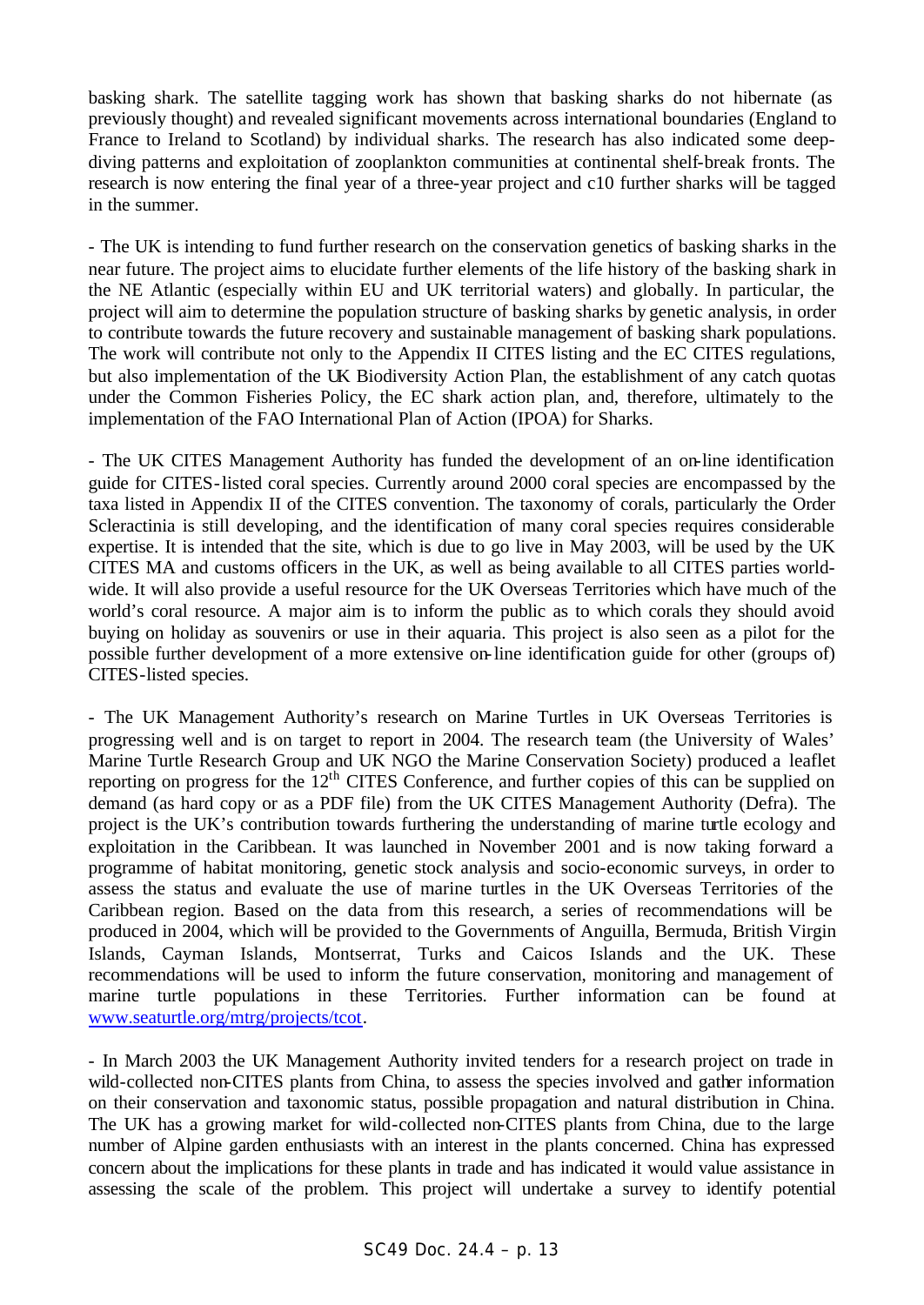basking shark. The satellite tagging work has shown that basking sharks do not hibernate (as previously thought) and revealed significant movements across international boundaries (England to France to Ireland to Scotland) by individual sharks. The research has also indicated some deep-diving patterns and exploitation of zooplankton communities at continental shelf-break fronts. The research is now entering the final year of a three-year project and c10 further sharks will be tagged in the summer.

- The UK is intending to fund further research on the conservation genetics of basking sharks in the near future. The project aims to elucidate further elements of the life history of the basking shark in the NE Atlantic (especially within EU and UK territorial waters) and globally. In particular, the project will aim to determine the population structure of basking sharks by genetic analysis, in order to contribute towards the future recovery and sustainable management of basking shark populations. The work will contribute not only to the Appendix II CITES listing and the EC CITES regulations, but also implementation of the UK Biodiversity Action Plan, the establishment of any catch quotas under the Common Fisheries Policy, the EC shark action plan, and, therefore, ultimately to the implementation of the FAO International Plan of Action (IPOA) for Sharks.

- The UK CITES Management Authority has funded the development of an on-line identification guide for CITES-listed coral species. Currently around 2000 coral species are encompassed by the taxa listed in Appendix II of the CITES convention. The taxonomy of corals, particularly the Order Scleractinia is still developing, and the identification of many coral species requires considerable expertise. It is intended that the site, which is due to go live in May 2003, will be used by the UK CITES MA and customs officers in the UK, as well as being available to all CITES parties world-wide. It will also provide a useful resource for the UK Overseas Territories which have much of the world's coral resource. A major aim is to inform the public as to which corals they should avoid buying on holiday as souvenirs or use in their aquaria. This project is also seen as a pilot for the possible further development of a more extensive on-line identification guide for other (groups of) CITES-listed species.

- The UK Management Authority's research on Marine Turtles in UK Overseas Territories is progressing well and is on target to report in 2004. The research team (the University of Wales' Marine Turtle Research Group and UK NGO the Marine Conservation Society) produced a leaflet reporting on progress for the 12th CITES Conference, and further copies of this can be supplied on demand (as hard copy or as a PDF file) from the UK CITES Management Authority (Defra). The project is the UK's contribution towards furthering the understanding of marine turtle ecology and exploitation in the Caribbean. It was launched in November 2001 and is now taking forward a programme of habitat monitoring, genetic stock analysis and socio-economic surveys, in order to assess the status and evaluate the use of marine turtles in the UK Overseas Territories of the Caribbean region. Based on the data from this research, a series of recommendations will be produced in 2004, which will be provided to the Governments of Anguilla, Bermuda, British Virgin Islands, Cayman Islands, Montserrat, Turks and Caicos Islands and the UK. These recommendations will be used to inform the future conservation, monitoring and management of marine turtle populations in these Territories. Further information can be found at www.seaturtle.org/mtrg/projects/tcot.

- In March 2003 the UK Management Authority invited tenders for a research project on trade in wild-collected non-CITES plants from China, to assess the species involved and gather information on their conservation and taxonomic status, possible propagation and natural distribution in China. The UK has a growing market for wild-collected non-CITES plants from China, due to the large number of Alpine garden enthusiasts with an interest in the plants concerned. China has expressed concern about the implications for these plants in trade and has indicated it would value assistance in assessing the scale of the problem. This project will undertake a survey to identify potential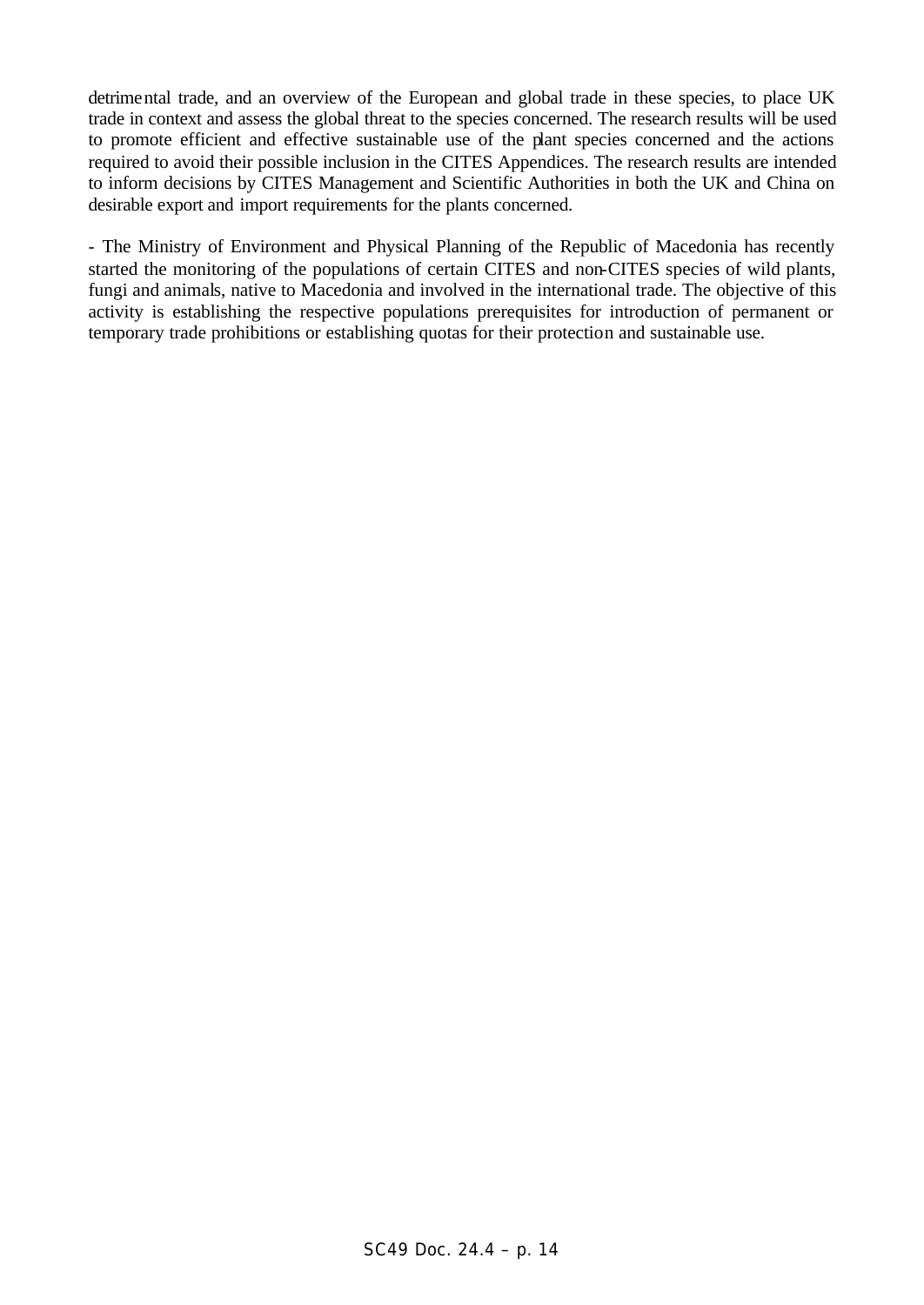detrimental trade, and an overview of the European and global trade in these species, to place UK trade in context and assess the global threat to the species concerned. The research results will be used to promote efficient and effective sustainable use of the plant species concerned and the actions required to avoid their possible inclusion in the CITES Appendices. The research results are intended to inform decisions by CITES Management and Scientific Authorities in both the UK and China on desirable export and import requirements for the plants concerned.

- The Ministry of Environment and Physical Planning of the Republic of Macedonia has recently started the monitoring of the populations of certain CITES and non-CITES species of wild plants, fungi and animals, native to Macedonia and involved in the international trade. The objective of this activity is establishing the respective populations prerequisites for introduction of permanent or temporary trade prohibitions or establishing quotas for their protection and sustainable use.